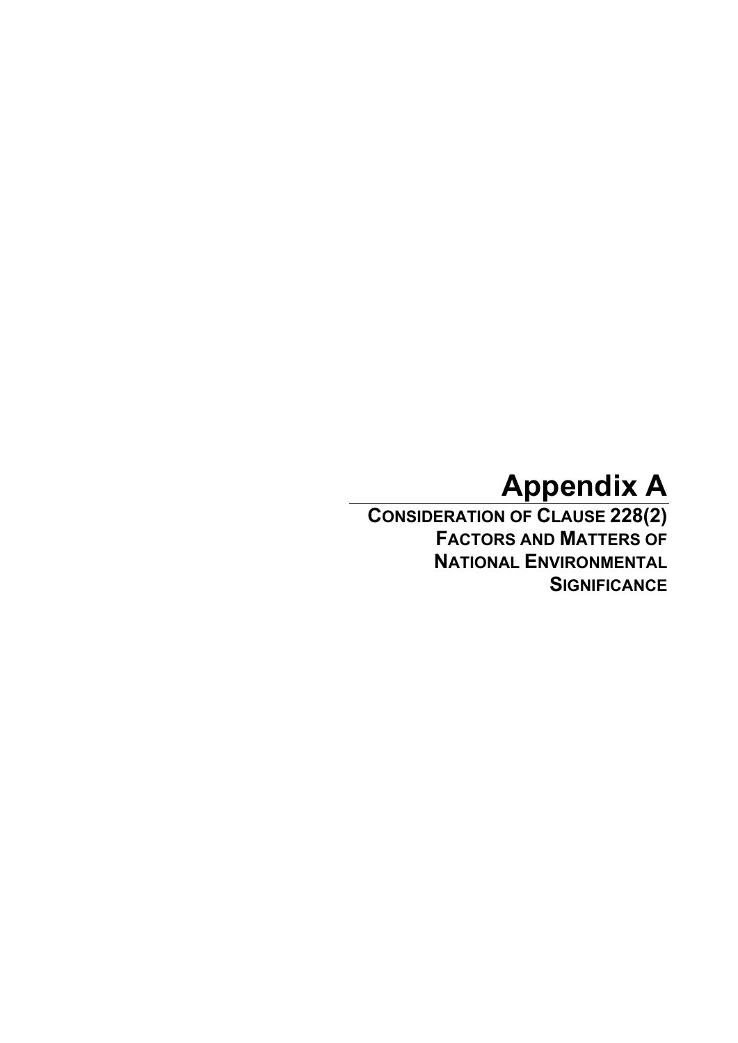# Appendix A

## Consideration of Clause 228(2) Factors and Matters of National Environmental Significance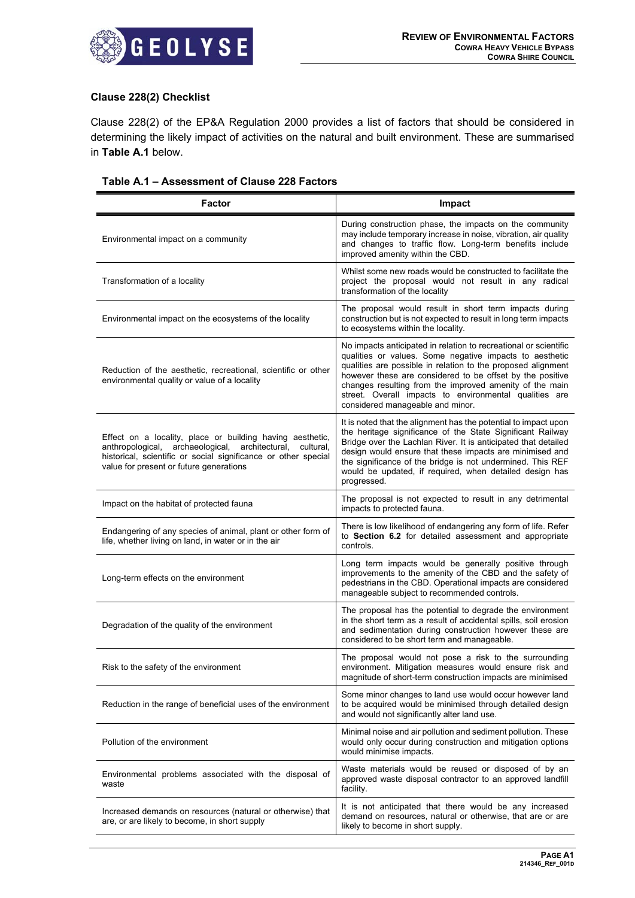### Clause 228(2) Checklist

Clause 228(2) of the EP&A Regulation 2000 provides a list of factors that should be considered in determining the likely impact of activities on the natural and built environment. These are summarised in **Table A.1** below.

**Table A.1 – Assessment of Clause 228 Factors**

| Factor | Impact |
|---|---|
| Environmental impact on a community | During construction phase, the impacts on the community may include temporary increase in noise, vibration, air quality and changes to traffic flow. Long-term benefits include improved amenity within the CBD. |
| Transformation of a locality | Whilst some new roads would be constructed to facilitate the project the proposal would not result in any radical transformation of the locality |
| Environmental impact on the ecosystems of the locality | The proposal would result in short term impacts during construction but is not expected to result in long term impacts to ecosystems within the locality. |
| Reduction of the aesthetic, recreational, scientific or other environmental quality or value of a locality | No impacts anticipated in relation to recreational or scientific qualities or values. Some negative impacts to aesthetic qualities are possible in relation to the proposed alignment however these are considered to be offset by the positive changes resulting from the improved amenity of the main street. Overall impacts to environmental qualities are considered manageable and minor. |
| Effect on a locality, place or building having aesthetic, anthropological, archaeological, architectural, cultural, historical, scientific or social significance or other special value for present or future generations | It is noted that the alignment has the potential to impact upon the heritage significance of the State Significant Railway Bridge over the Lachlan River. It is anticipated that detailed design would ensure that these impacts are minimised and the significance of the bridge is not undermined. This REF would be updated, if required, when detailed design has progressed. |
| Impact on the habitat of protected fauna | The proposal is not expected to result in any detrimental impacts to protected fauna. |
| Endangering of any species of animal, plant or other form of life, whether living on land, in water or in the air | There is low likelihood of endangering any form of life. Refer to **Section 6.2** for detailed assessment and appropriate controls. |
| Long-term effects on the environment | Long term impacts would be generally positive through improvements to the amenity of the CBD and the safety of pedestrians in the CBD. Operational impacts are considered manageable subject to recommended controls. |
| Degradation of the quality of the environment | The proposal has the potential to degrade the environment in the short term as a result of accidental spills, soil erosion and sedimentation during construction however these are considered to be short term and manageable. |
| Risk to the safety of the environment | The proposal would not pose a risk to the surrounding environment. Mitigation measures would ensure risk and magnitude of short-term construction impacts are minimised |
| Reduction in the range of beneficial uses of the environment | Some minor changes to land use would occur however land to be acquired would be minimised through detailed design and would not significantly alter land use. |
| Pollution of the environment | Minimal noise and air pollution and sediment pollution. These would only occur during construction and mitigation options would minimise impacts. |
| Environmental problems associated with the disposal of waste | Waste materials would be reused or disposed of by an approved waste disposal contractor to an approved landfill facility. |
| Increased demands on resources (natural or otherwise) that are, or are likely to become, in short supply | It is not anticipated that there would be any increased demand on resources, natural or otherwise, that are or are likely to become in short supply. |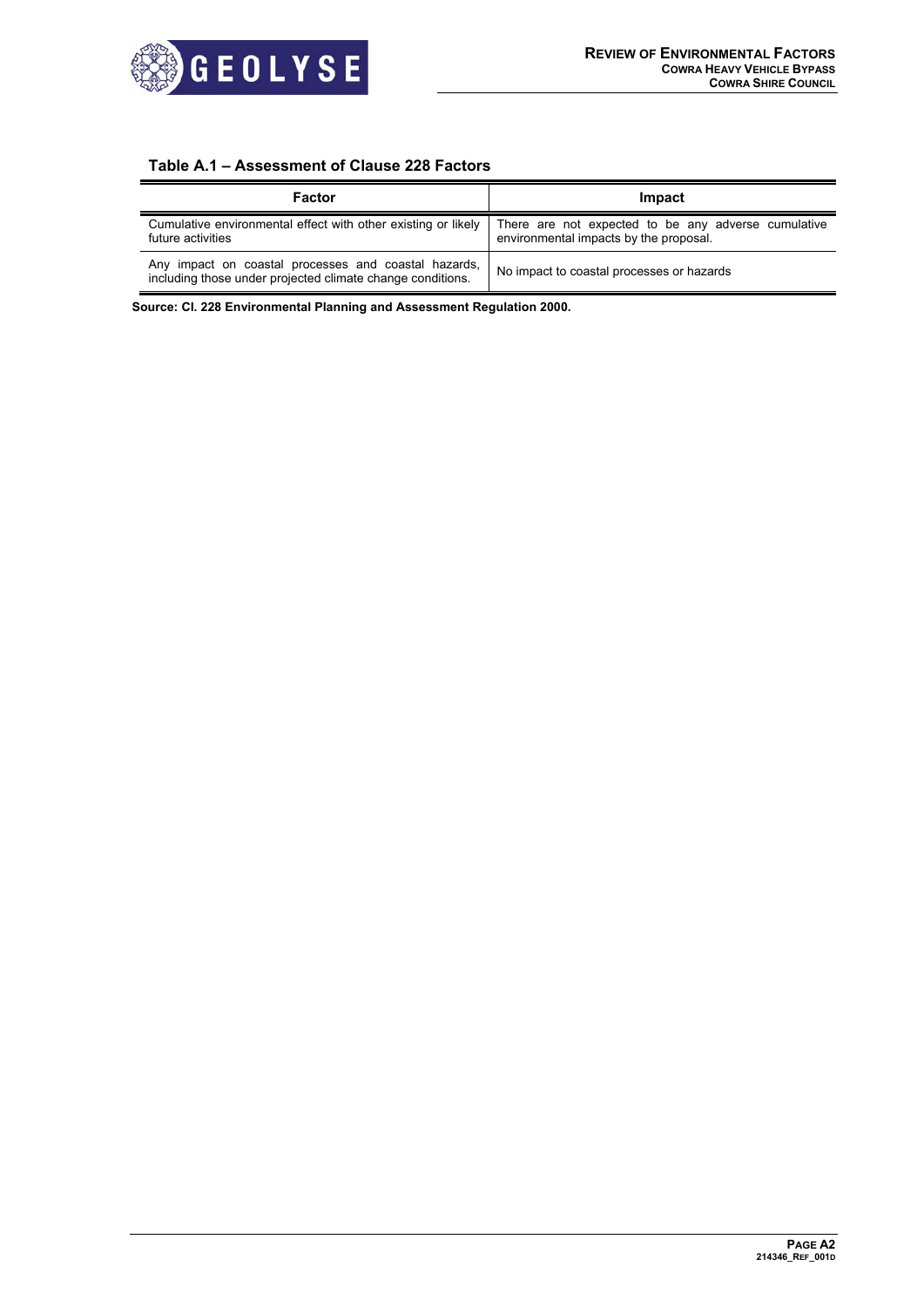**Table A.1 – Assessment of Clause 228 Factors**

| Factor | Impact |
|---|---|
| Cumulative environmental effect with other existing or likely future activities | There are not expected to be any adverse cumulative environmental impacts by the proposal. |
| Any impact on coastal processes and coastal hazards, including those under projected climate change conditions. | No impact to coastal processes or hazards |

**Source: Cl. 228 Environmental Planning and Assessment Regulation 2000.**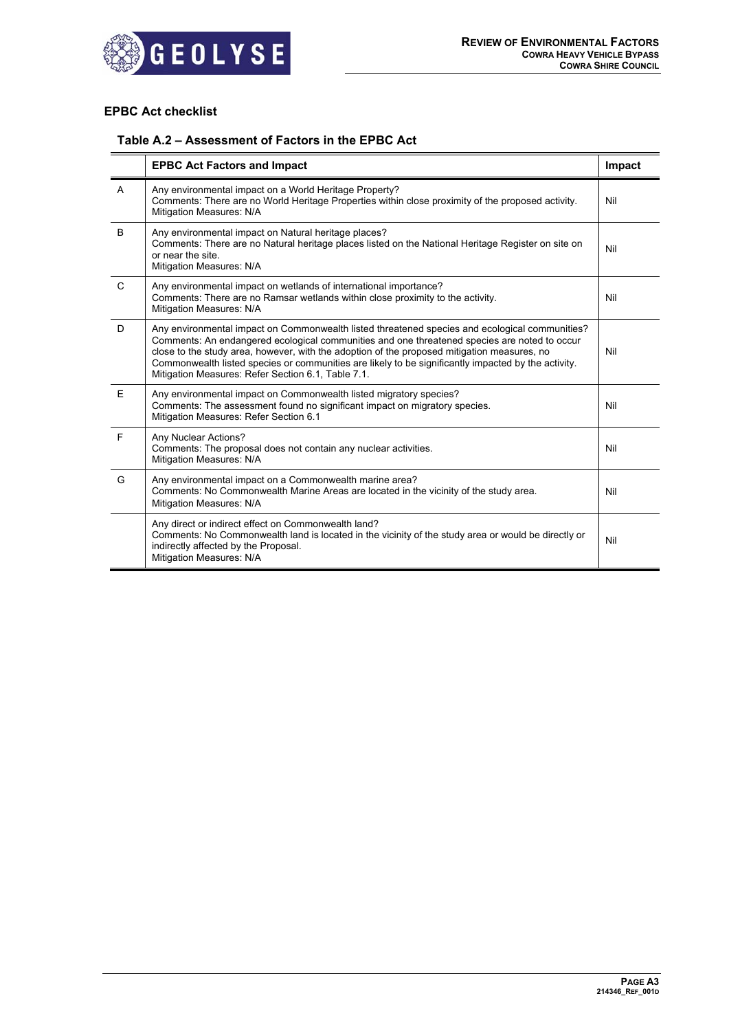## EPBC Act checklist

### Table A.2 – Assessment of Factors in the EPBC Act

| | EPBC Act Factors and Impact | Impact |
|---|---|---|
| A | Any environmental impact on a World Heritage Property?<br>Comments: There are no World Heritage Properties within close proximity of the proposed activity.<br>Mitigation Measures: N/A | Nil |
| B | Any environmental impact on Natural heritage places?<br>Comments: There are no Natural heritage places listed on the National Heritage Register on site on or near the site.<br>Mitigation Measures: N/A | Nil |
| C | Any environmental impact on wetlands of international importance?<br>Comments: There are no Ramsar wetlands within close proximity to the activity.<br>Mitigation Measures: N/A | Nil |
| D | Any environmental impact on Commonwealth listed threatened species and ecological communities?<br>Comments: An endangered ecological communities and one threatened species are noted to occur close to the study area, however, with the adoption of the proposed mitigation measures, no Commonwealth listed species or communities are likely to be significantly impacted by the activity.<br>Mitigation Measures: Refer Section 6.1, Table 7.1. | Nil |
| E | Any environmental impact on Commonwealth listed migratory species?<br>Comments: The assessment found no significant impact on migratory species.<br>Mitigation Measures: Refer Section 6.1 | Nil |
| F | Any Nuclear Actions?<br>Comments: The proposal does not contain any nuclear activities.<br>Mitigation Measures: N/A | Nil |
| G | Any environmental impact on a Commonwealth marine area?<br>Comments: No Commonwealth Marine Areas are located in the vicinity of the study area.<br>Mitigation Measures: N/A | Nil |
| | Any direct or indirect effect on Commonwealth land?<br>Comments: No Commonwealth land is located in the vicinity of the study area or would be directly or indirectly affected by the Proposal.<br>Mitigation Measures: N/A | Nil |